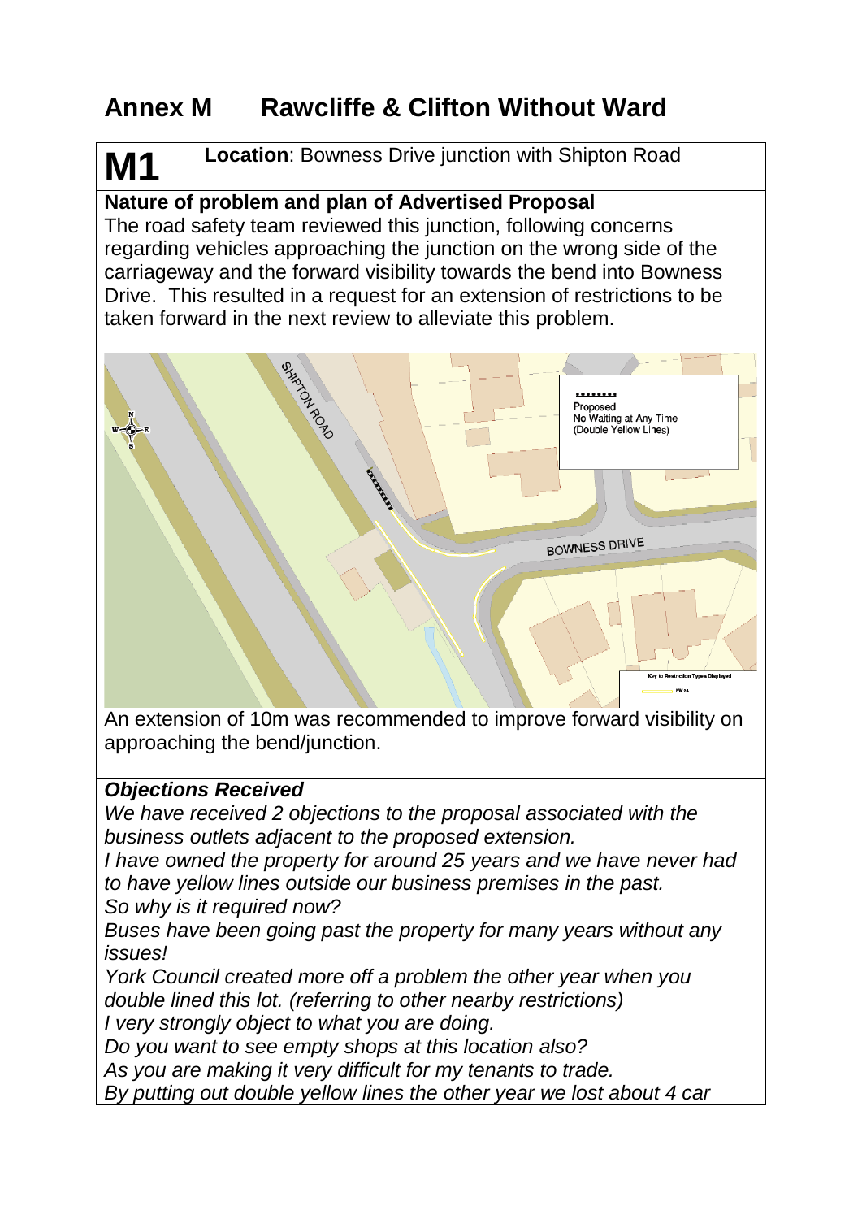# Annex M Rawcliffe & Clifton Without Ward

## M1

**Location**: Bowness Drive junction with Shipton Road

**Nature of problem and plan of Advertised Proposal**

The road safety team reviewed this junction, following concerns regarding vehicles approaching the junction on the wrong side of the carriageway and the forward visibility towards the bend into Bowness Drive. This resulted in a request for an extension of restrictions to be taken forward in the next review to alleviate this problem.

An extension of 10m was recommended to improve forward visibility on approaching the bend/junction.

***Objections Received***

*We have received 2 objections to the proposal associated with the business outlets adjacent to the proposed extension.*

*I have owned the property for around 25 years and we have never had to have yellow lines outside our business premises in the past.*

*So why is it required now?*

*Buses have been going past the property for many years without any issues!*

*York Council created more off a problem the other year when you double lined this lot. (referring to other nearby restrictions)*

*I very strongly object to what you are doing.*

*Do you want to see empty shops at this location also?*

*As you are making it very difficult for my tenants to trade.*

*By putting out double yellow lines the other year we lost about 4 car*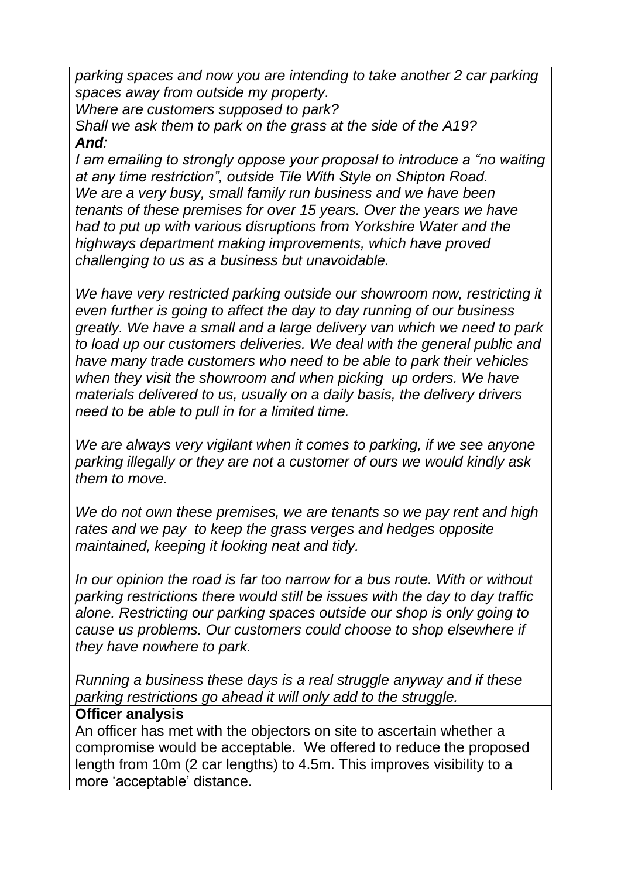*parking spaces and now you are intending to take another 2 car parking spaces away from outside my property.*
*Where are customers supposed to park?*
*Shall we ask them to park on the grass at the side of the A19?*
***And**:*
*I am emailing to strongly oppose your proposal to introduce a "no waiting at any time restriction", outside Tile With Style on Shipton Road.*
*We are a very busy, small family run business and we have been tenants of these premises for over 15 years. Over the years we have had to put up with various disruptions from Yorkshire Water and the highways department making improvements, which have proved challenging to us as a business but unavoidable.*

*We have very restricted parking outside our showroom now, restricting it even further is going to affect the day to day running of our business greatly. We have a small and a large delivery van which we need to park to load up our customers deliveries. We deal with the general public and have many trade customers who need to be able to park their vehicles when they visit the showroom and when picking up orders. We have materials delivered to us, usually on a daily basis, the delivery drivers need to be able to pull in for a limited time.*

*We are always very vigilant when it comes to parking, if we see anyone parking illegally or they are not a customer of ours we would kindly ask them to move.*

*We do not own these premises, we are tenants so we pay rent and high rates and we pay to keep the grass verges and hedges opposite maintained, keeping it looking neat and tidy.*

*In our opinion the road is far too narrow for a bus route. With or without parking restrictions there would still be issues with the day to day traffic alone. Restricting our parking spaces outside our shop is only going to cause us problems. Our customers could choose to shop elsewhere if they have nowhere to park.*

*Running a business these days is a real struggle anyway and if these parking restrictions go ahead it will only add to the struggle.*

**Officer analysis**

An officer has met with the objectors on site to ascertain whether a compromise would be acceptable. We offered to reduce the proposed length from 10m (2 car lengths) to 4.5m. This improves visibility to a more 'acceptable' distance.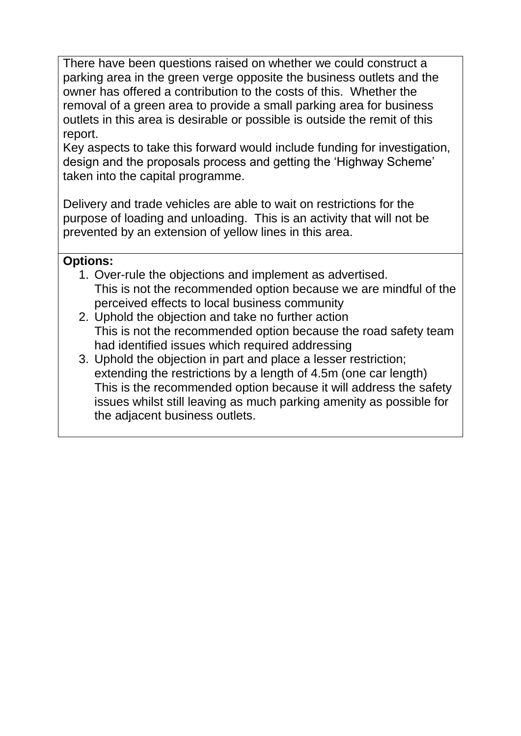There have been questions raised on whether we could construct a parking area in the green verge opposite the business outlets and the owner has offered a contribution to the costs of this. Whether the removal of a green area to provide a small parking area for business outlets in this area is desirable or possible is outside the remit of this report.
Key aspects to take this forward would include funding for investigation, design and the proposals process and getting the 'Highway Scheme' taken into the capital programme.

Delivery and trade vehicles are able to wait on restrictions for the purpose of loading and unloading. This is an activity that will not be prevented by an extension of yellow lines in this area.

**Options:**

1. Over-rule the objections and implement as advertised.
   This is not the recommended option because we are mindful of the perceived effects to local business community
2. Uphold the objection and take no further action
   This is not the recommended option because the road safety team had identified issues which required addressing
3. Uphold the objection in part and place a lesser restriction; extending the restrictions by a length of 4.5m (one car length)
   This is the recommended option because it will address the safety issues whilst still leaving as much parking amenity as possible for the adjacent business outlets.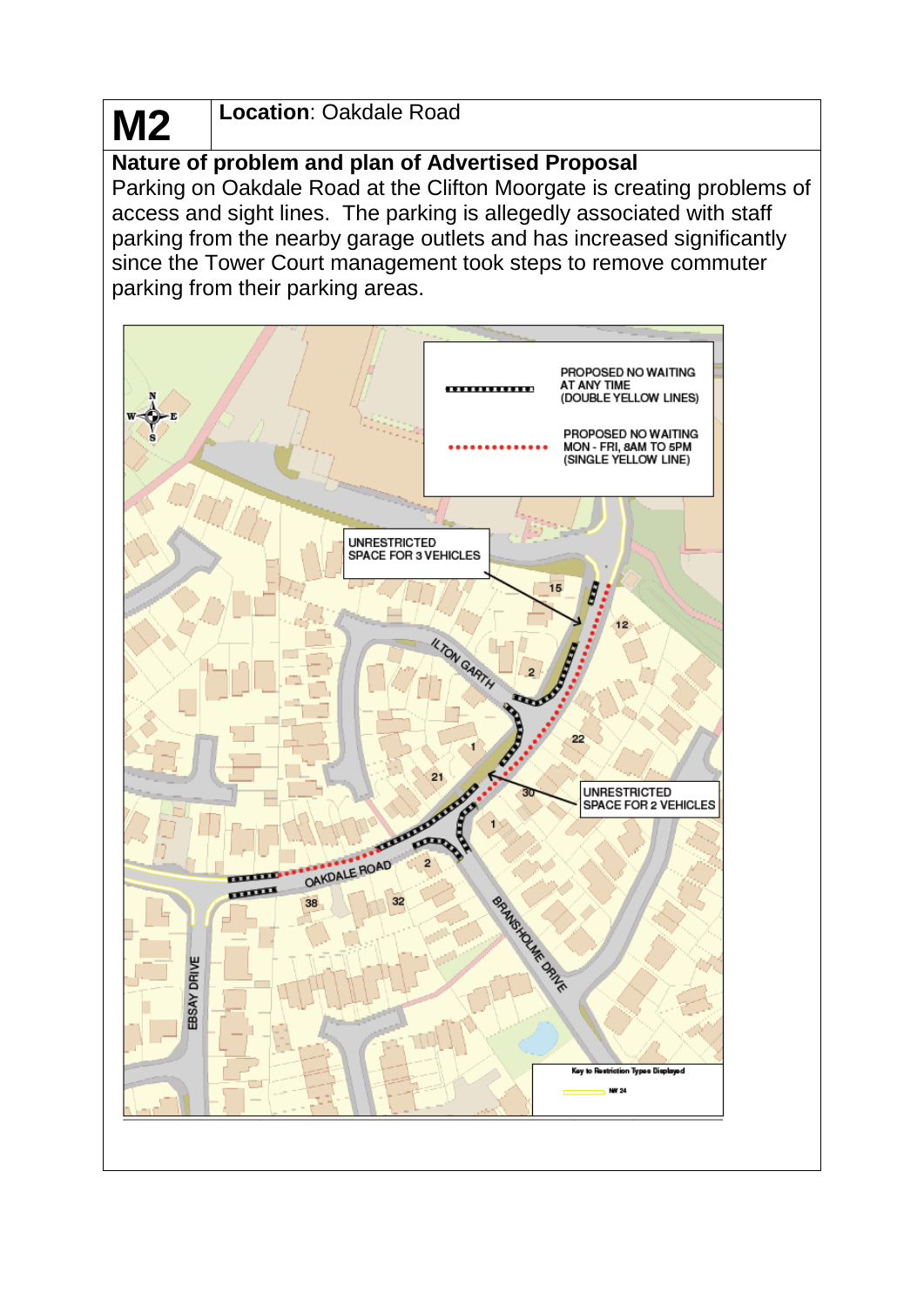# M2

**Location**: Oakdale Road

**Nature of problem and plan of Advertised Proposal**

Parking on Oakdale Road at the Clifton Moorgate is creating problems of access and sight lines. The parking is allegedly associated with staff parking from the nearby garage outlets and has increased significantly since the Tower Court management took steps to remove commuter parking from their parking areas.

PROPOSED NO WAITING AT ANY TIME (DOUBLE YELLOW LINES)

PROPOSED NO WAITING MON - FRI, 8AM TO 5PM (SINGLE YELLOW LINE)

UNRESTRICTED SPACE FOR 3 VEHICLES

UNRESTRICTED SPACE FOR 2 VEHICLES

ILTON GARTH

OAKDALE ROAD

BRANSHOLME DRIVE

EBSAY DRIVE

Key to Restriction Types Displayed

NW 24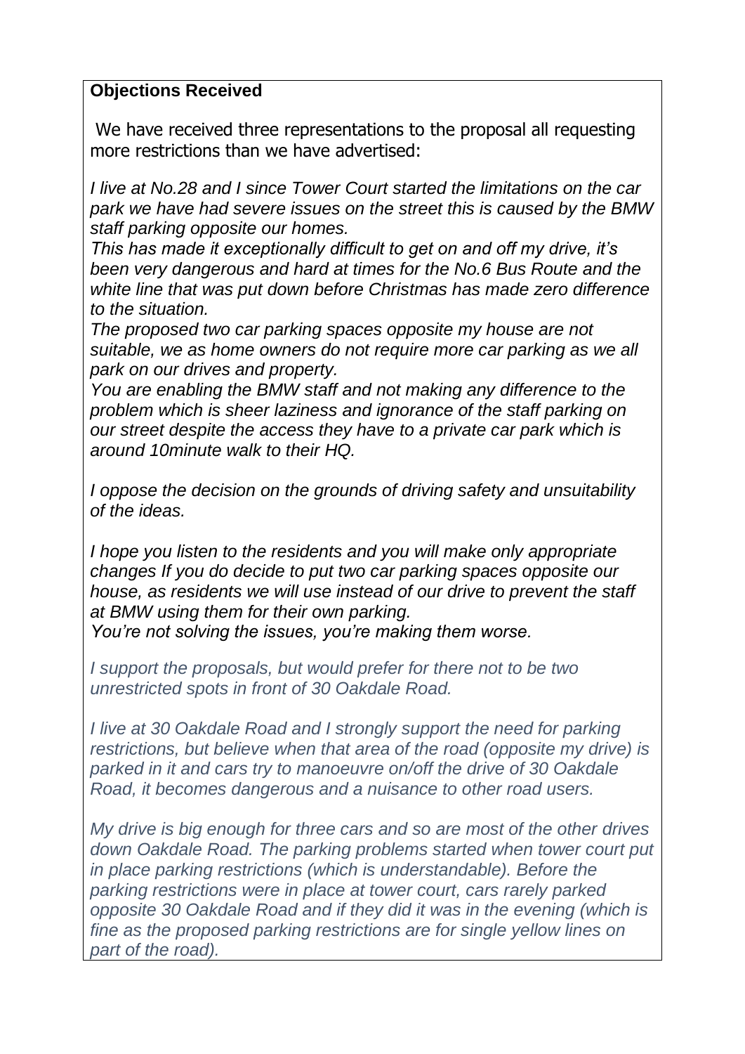**Objections Received**

We have received three representations to the proposal all requesting more restrictions than we have advertised:

*I live at No.28 and I since Tower Court started the limitations on the car park we have had severe issues on the street this is caused by the BMW staff parking opposite our homes.*

*This has made it exceptionally difficult to get on and off my drive, it's been very dangerous and hard at times for the No.6 Bus Route and the white line that was put down before Christmas has made zero difference to the situation.*

*The proposed two car parking spaces opposite my house are not suitable, we as home owners do not require more car parking as we all park on our drives and property.*

*You are enabling the BMW staff and not making any difference to the problem which is sheer laziness and ignorance of the staff parking on our street despite the access they have to a private car park which is around 10minute walk to their HQ.*

*I oppose the decision on the grounds of driving safety and unsuitability of the ideas.*

*I hope you listen to the residents and you will make only appropriate changes If you do decide to put two car parking spaces opposite our house, as residents we will use instead of our drive to prevent the staff at BMW using them for their own parking.*

*You're not solving the issues, you're making them worse.*

*I support the proposals, but would prefer for there not to be two unrestricted spots in front of 30 Oakdale Road.*

*I live at 30 Oakdale Road and I strongly support the need for parking restrictions, but believe when that area of the road (opposite my drive) is parked in it and cars try to manoeuvre on/off the drive of 30 Oakdale Road, it becomes dangerous and a nuisance to other road users.*

*My drive is big enough for three cars and so are most of the other drives down Oakdale Road. The parking problems started when tower court put in place parking restrictions (which is understandable). Before the parking restrictions were in place at tower court, cars rarely parked opposite 30 Oakdale Road and if they did it was in the evening (which is fine as the proposed parking restrictions are for single yellow lines on part of the road).*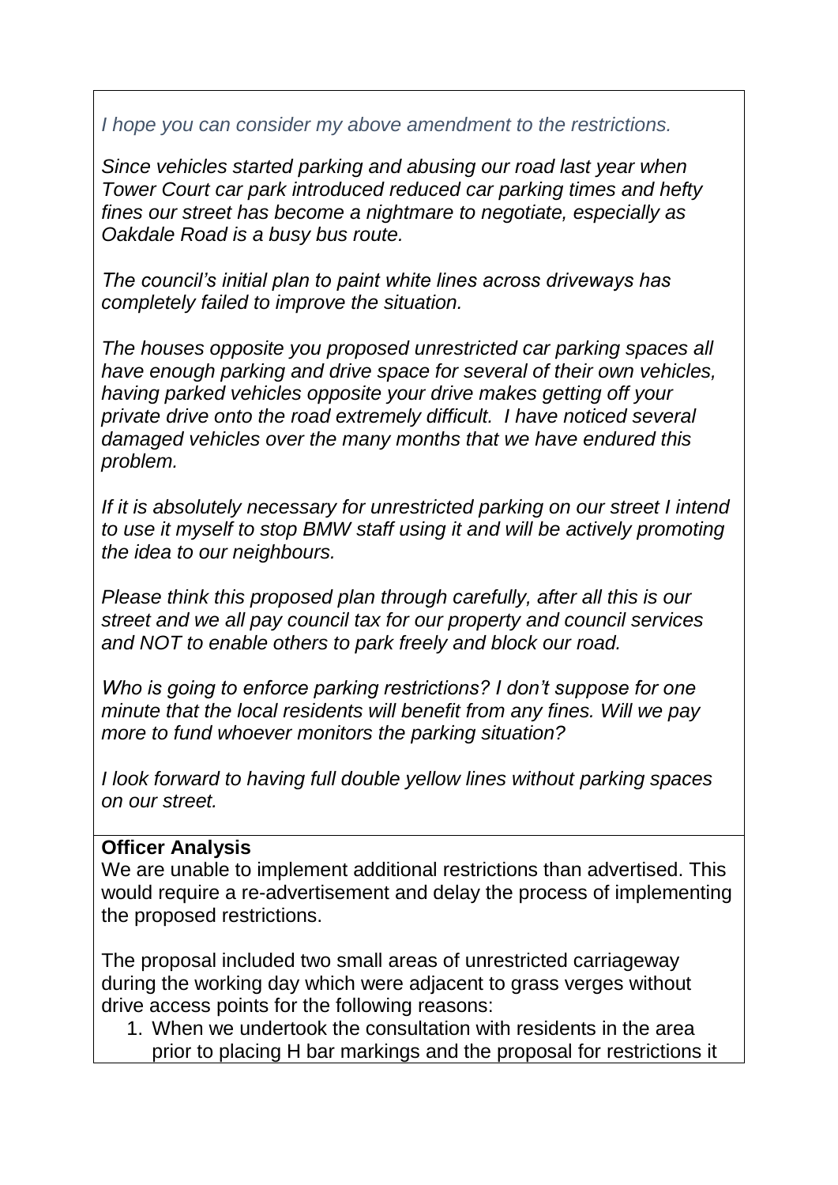*I hope you can consider my above amendment to the restrictions.*

*Since vehicles started parking and abusing our road last year when Tower Court car park introduced reduced car parking times and hefty fines our street has become a nightmare to negotiate, especially as Oakdale Road is a busy bus route.*

*The council's initial plan to paint white lines across driveways has completely failed to improve the situation.*

*The houses opposite you proposed unrestricted car parking spaces all have enough parking and drive space for several of their own vehicles, having parked vehicles opposite your drive makes getting off your private drive onto the road extremely difficult. I have noticed several damaged vehicles over the many months that we have endured this problem.*

*If it is absolutely necessary for unrestricted parking on our street I intend to use it myself to stop BMW staff using it and will be actively promoting the idea to our neighbours.*

*Please think this proposed plan through carefully, after all this is our street and we all pay council tax for our property and council services and NOT to enable others to park freely and block our road.*

*Who is going to enforce parking restrictions? I don't suppose for one minute that the local residents will benefit from any fines. Will we pay more to fund whoever monitors the parking situation?*

*I look forward to having full double yellow lines without parking spaces on our street.*

**Officer Analysis**

We are unable to implement additional restrictions than advertised. This would require a re-advertisement and delay the process of implementing the proposed restrictions.

The proposal included two small areas of unrestricted carriageway during the working day which were adjacent to grass verges without drive access points for the following reasons:

1. When we undertook the consultation with residents in the area prior to placing H bar markings and the proposal for restrictions it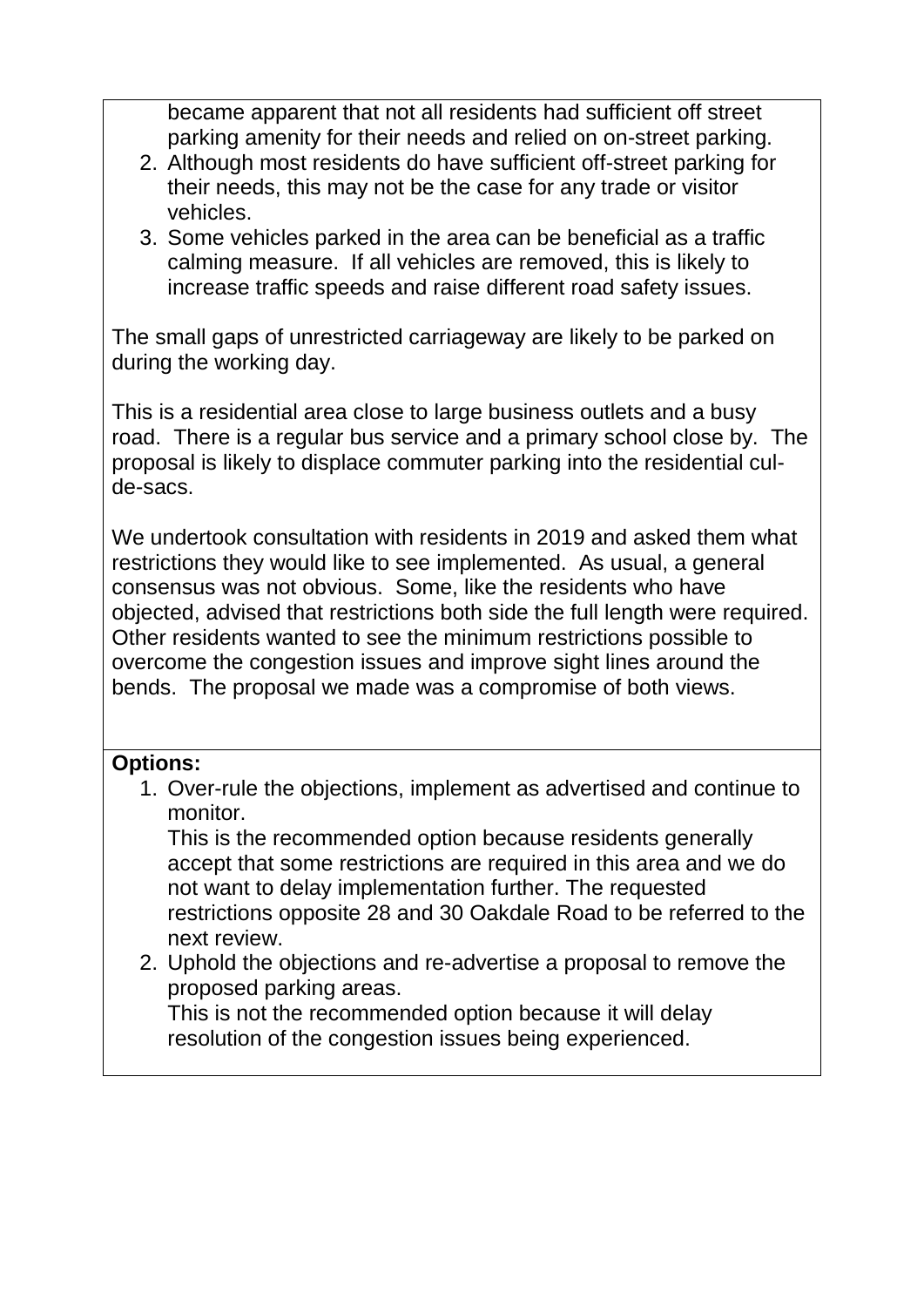became apparent that not all residents had sufficient off street parking amenity for their needs and relied on on-street parking.

2. Although most residents do have sufficient off-street parking for their needs, this may not be the case for any trade or visitor vehicles.
3. Some vehicles parked in the area can be beneficial as a traffic calming measure. If all vehicles are removed, this is likely to increase traffic speeds and raise different road safety issues.

The small gaps of unrestricted carriageway are likely to be parked on during the working day.

This is a residential area close to large business outlets and a busy road. There is a regular bus service and a primary school close by. The proposal is likely to displace commuter parking into the residential cul-de-sacs.

We undertook consultation with residents in 2019 and asked them what restrictions they would like to see implemented. As usual, a general consensus was not obvious. Some, like the residents who have objected, advised that restrictions both side the full length were required. Other residents wanted to see the minimum restrictions possible to overcome the congestion issues and improve sight lines around the bends. The proposal we made was a compromise of both views.

**Options:**

1. Over-rule the objections, implement as advertised and continue to monitor.
   This is the recommended option because residents generally accept that some restrictions are required in this area and we do not want to delay implementation further. The requested restrictions opposite 28 and 30 Oakdale Road to be referred to the next review.
2. Uphold the objections and re-advertise a proposal to remove the proposed parking areas.
   This is not the recommended option because it will delay resolution of the congestion issues being experienced.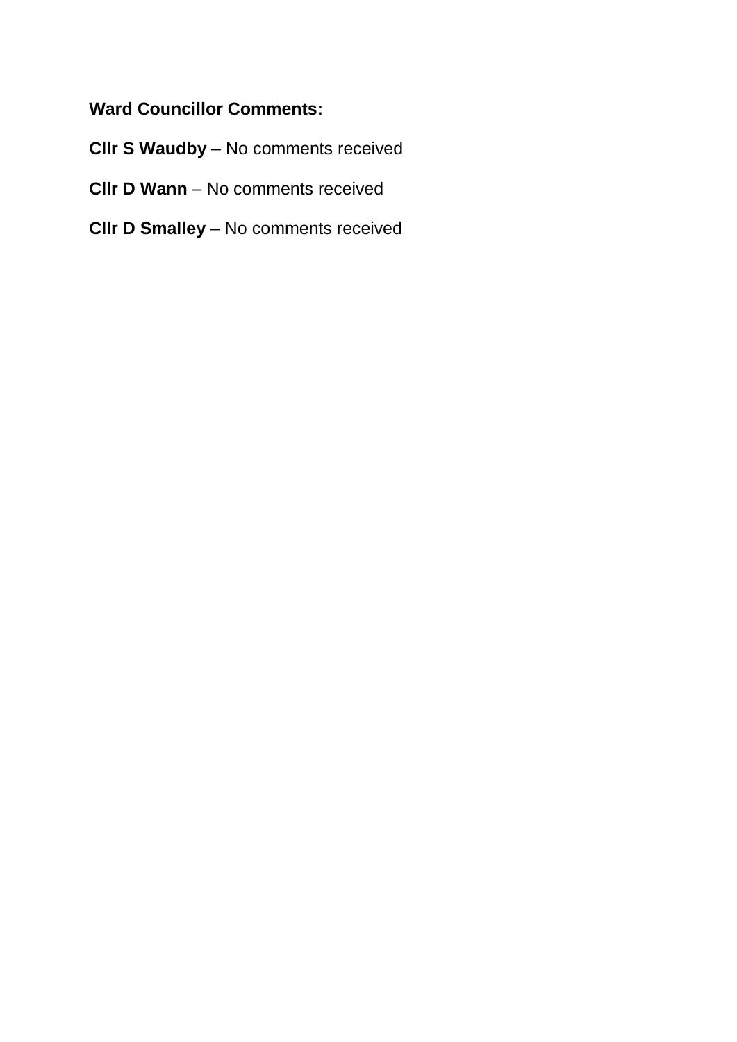**Ward Councillor Comments:**

**Cllr S Waudby** – No comments received

**Cllr D Wann** – No comments received

**Cllr D Smalley** – No comments received